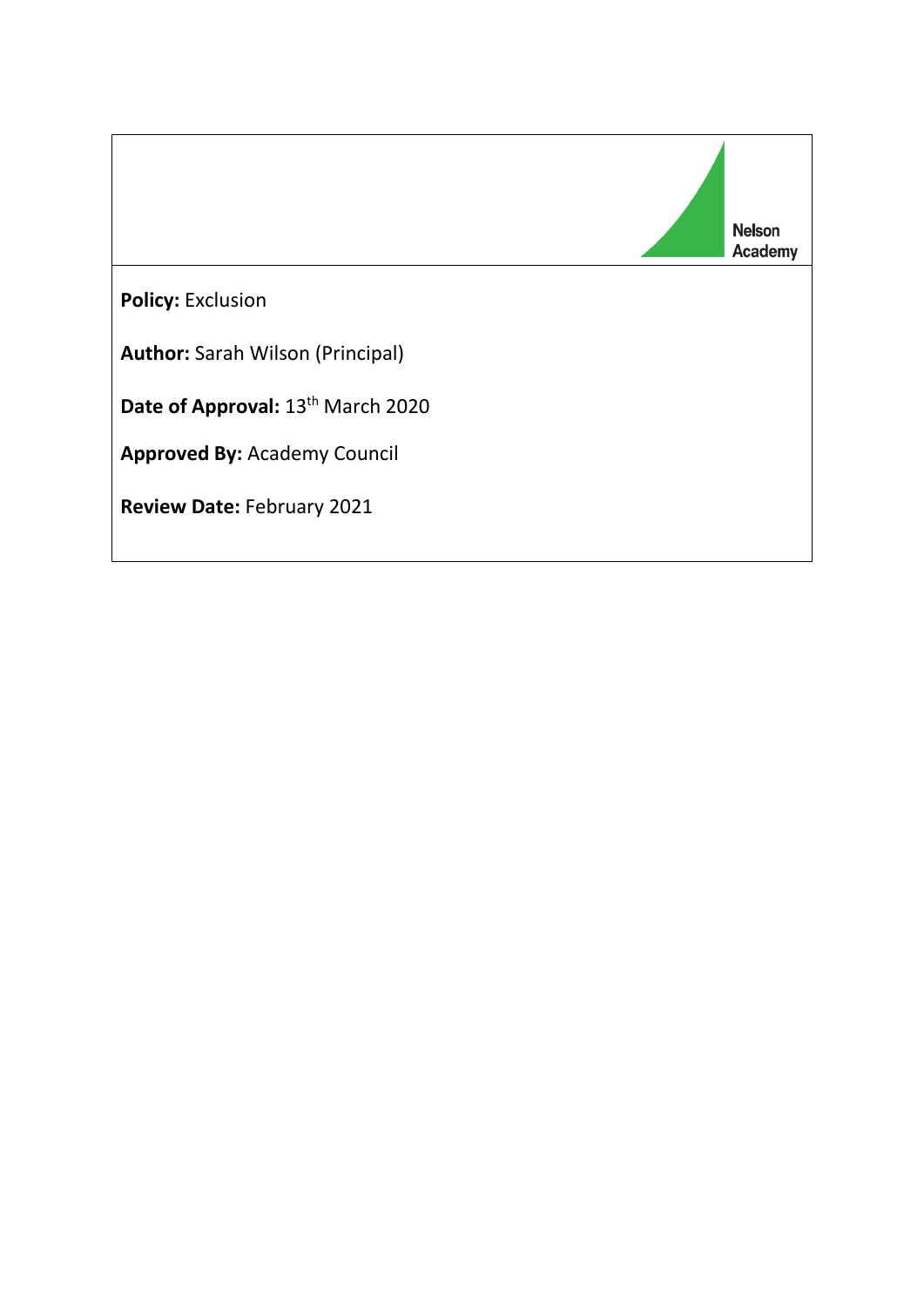Nelson Academy

**Policy:** Exclusion

**Author:** Sarah Wilson (Principal)

**Date of Approval:** 13th March 2020

**Approved By:** Academy Council

**Review Date:** February 2021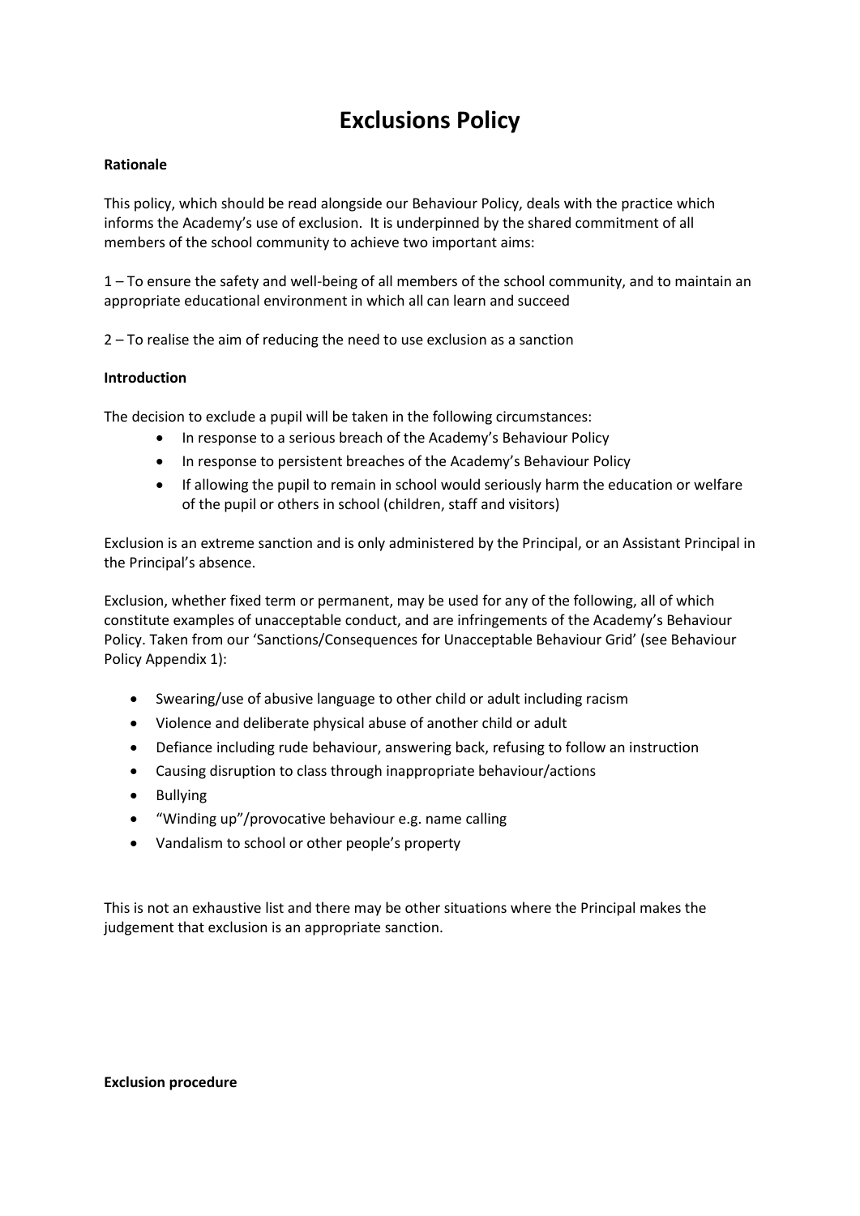# Exclusions Policy

**Rationale**

This policy, which should be read alongside our Behaviour Policy, deals with the practice which informs the Academy's use of exclusion. It is underpinned by the shared commitment of all members of the school community to achieve two important aims:

1 – To ensure the safety and well-being of all members of the school community, and to maintain an appropriate educational environment in which all can learn and succeed

2 – To realise the aim of reducing the need to use exclusion as a sanction

**Introduction**

The decision to exclude a pupil will be taken in the following circumstances:

- In response to a serious breach of the Academy's Behaviour Policy
- In response to persistent breaches of the Academy's Behaviour Policy
- If allowing the pupil to remain in school would seriously harm the education or welfare of the pupil or others in school (children, staff and visitors)

Exclusion is an extreme sanction and is only administered by the Principal, or an Assistant Principal in the Principal's absence.

Exclusion, whether fixed term or permanent, may be used for any of the following, all of which constitute examples of unacceptable conduct, and are infringements of the Academy's Behaviour Policy. Taken from our 'Sanctions/Consequences for Unacceptable Behaviour Grid' (see Behaviour Policy Appendix 1):

- Swearing/use of abusive language to other child or adult including racism
- Violence and deliberate physical abuse of another child or adult
- Defiance including rude behaviour, answering back, refusing to follow an instruction
- Causing disruption to class through inappropriate behaviour/actions
- Bullying
- "Winding up"/provocative behaviour e.g. name calling
- Vandalism to school or other people's property

This is not an exhaustive list and there may be other situations where the Principal makes the judgement that exclusion is an appropriate sanction.

**Exclusion procedure**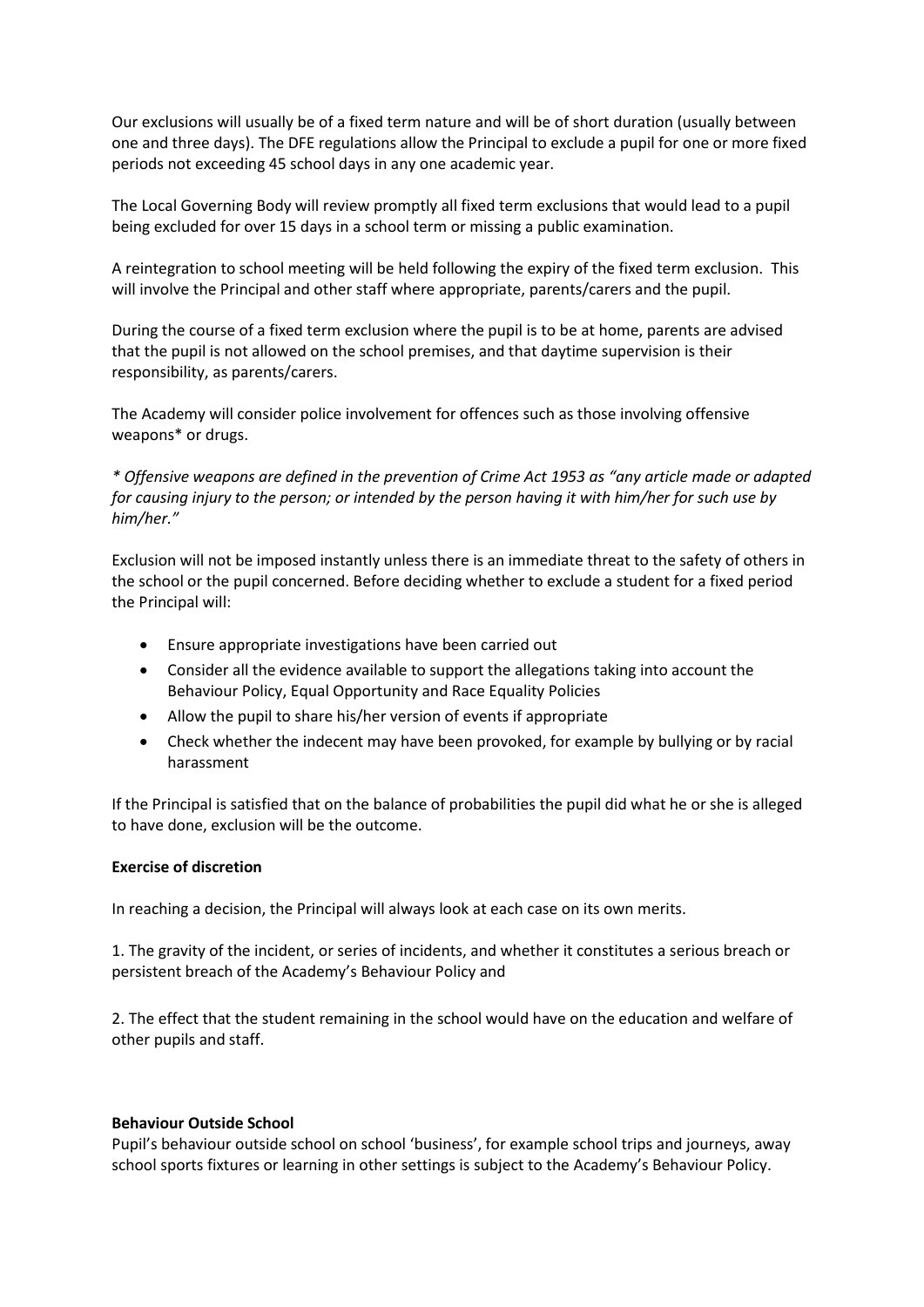Our exclusions will usually be of a fixed term nature and will be of short duration (usually between one and three days). The DFE regulations allow the Principal to exclude a pupil for one or more fixed periods not exceeding 45 school days in any one academic year.

The Local Governing Body will review promptly all fixed term exclusions that would lead to a pupil being excluded for over 15 days in a school term or missing a public examination.

A reintegration to school meeting will be held following the expiry of the fixed term exclusion. This will involve the Principal and other staff where appropriate, parents/carers and the pupil.

During the course of a fixed term exclusion where the pupil is to be at home, parents are advised that the pupil is not allowed on the school premises, and that daytime supervision is their responsibility, as parents/carers.

The Academy will consider police involvement for offences such as those involving offensive weapons* or drugs.

*\* Offensive weapons are defined in the prevention of Crime Act 1953 as "any article made or adapted for causing injury to the person; or intended by the person having it with him/her for such use by him/her."*

Exclusion will not be imposed instantly unless there is an immediate threat to the safety of others in the school or the pupil concerned. Before deciding whether to exclude a student for a fixed period the Principal will:

- Ensure appropriate investigations have been carried out
- Consider all the evidence available to support the allegations taking into account the Behaviour Policy, Equal Opportunity and Race Equality Policies
- Allow the pupil to share his/her version of events if appropriate
- Check whether the indecent may have been provoked, for example by bullying or by racial harassment

If the Principal is satisfied that on the balance of probabilities the pupil did what he or she is alleged to have done, exclusion will be the outcome.

**Exercise of discretion**

In reaching a decision, the Principal will always look at each case on its own merits.

1. The gravity of the incident, or series of incidents, and whether it constitutes a serious breach or persistent breach of the Academy's Behaviour Policy and

2. The effect that the student remaining in the school would have on the education and welfare of other pupils and staff.

**Behaviour Outside School**

Pupil's behaviour outside school on school 'business', for example school trips and journeys, away school sports fixtures or learning in other settings is subject to the Academy's Behaviour Policy.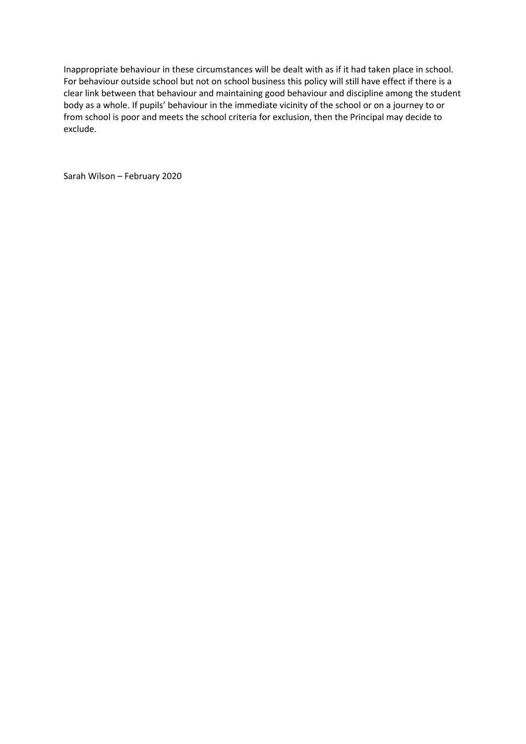Inappropriate behaviour in these circumstances will be dealt with as if it had taken place in school. For behaviour outside school but not on school business this policy will still have effect if there is a clear link between that behaviour and maintaining good behaviour and discipline among the student body as a whole. If pupils' behaviour in the immediate vicinity of the school or on a journey to or from school is poor and meets the school criteria for exclusion, then the Principal may decide to exclude.

Sarah Wilson – February 2020